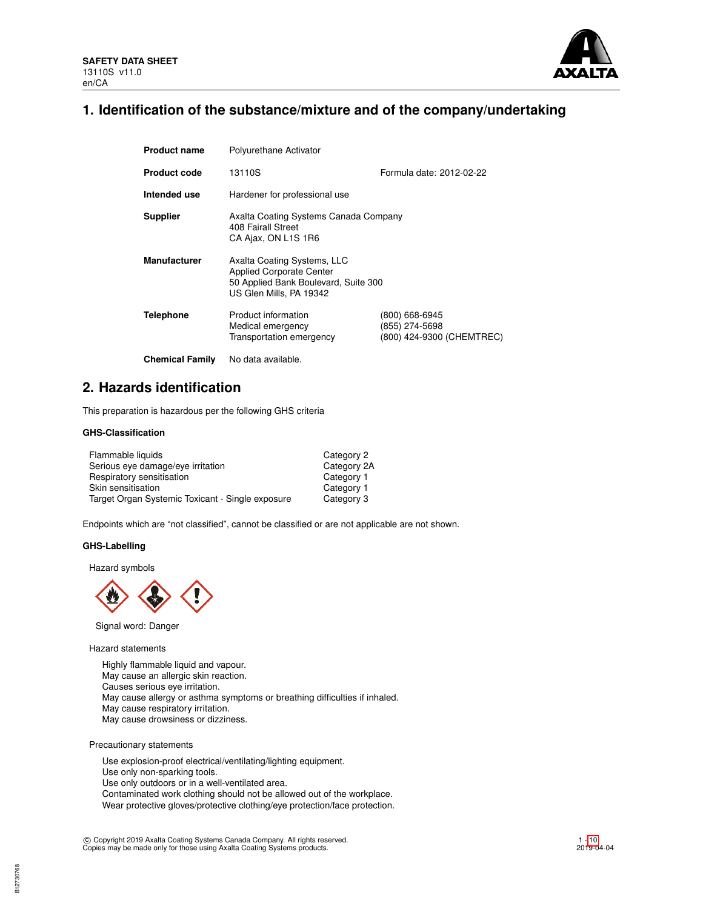**SAFETY DATA SHEET**
13110S v11.0
en/CA

# 1. Identification of the substance/mixture and of the company/undertaking

| | | |
|---|---|---|
| **Product name** | Polyurethane Activator | |
| **Product code** | 13110S | Formula date: 2012-02-22 |
| **Intended use** | Hardener for professional use | |
| **Supplier** | Axalta Coating Systems Canada Company<br>408 Fairall Street<br>CA Ajax, ON L1S 1R6 | |
| **Manufacturer** | Axalta Coating Systems, LLC<br>Applied Corporate Center<br>50 Applied Bank Boulevard, Suite 300<br>US Glen Mills, PA 19342 | |
| **Telephone** | Product information<br>Medical emergency<br>Transportation emergency | (800) 668-6945<br>(855) 274-5698<br>(800) 424-9300 (CHEMTREC) |
| **Chemical Family** | No data available. | |

# 2. Hazards identification

This preparation is hazardous per the following GHS criteria

### GHS-Classification

| | |
|---|---|
| Flammable liquids | Category 2 |
| Serious eye damage/eye irritation | Category 2A |
| Respiratory sensitisation | Category 1 |
| Skin sensitisation | Category 1 |
| Target Organ Systemic Toxicant - Single exposure | Category 3 |

Endpoints which are "not classified", cannot be classified or are not applicable are not shown.

### GHS-Labelling

Hazard symbols

Signal word: Danger

Hazard statements

Highly flammable liquid and vapour.
May cause an allergic skin reaction.
Causes serious eye irritation.
May cause allergy or asthma symptoms or breathing difficulties if inhaled.
May cause respiratory irritation.
May cause drowsiness or dizziness.

Precautionary statements

Use explosion-proof electrical/ventilating/lighting equipment.
Use only non-sparking tools.
Use only outdoors or in a well-ventilated area.
Contaminated work clothing should not be allowed out of the workplace.
Wear protective gloves/protective clothing/eye protection/face protection.

© Copyright 2019 Axalta Coating Systems Canada Company. All rights reserved.
Copies may be made only for those using Axalta Coating Systems products.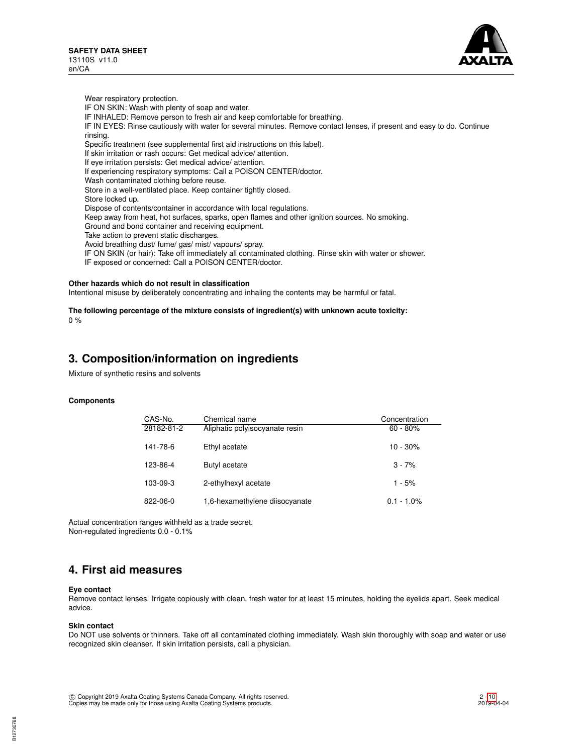Wear respiratory protection.
IF ON SKIN: Wash with plenty of soap and water.
IF INHALED: Remove person to fresh air and keep comfortable for breathing.
IF IN EYES: Rinse cautiously with water for several minutes. Remove contact lenses, if present and easy to do. Continue rinsing.
Specific treatment (see supplemental first aid instructions on this label).
If skin irritation or rash occurs: Get medical advice/ attention.
If eye irritation persists: Get medical advice/ attention.
If experiencing respiratory symptoms: Call a POISON CENTER/doctor.
Wash contaminated clothing before reuse.
Store in a well-ventilated place. Keep container tightly closed.
Store locked up.
Dispose of contents/container in accordance with local regulations.
Keep away from heat, hot surfaces, sparks, open flames and other ignition sources. No smoking.
Ground and bond container and receiving equipment.
Take action to prevent static discharges.
Avoid breathing dust/ fume/ gas/ mist/ vapours/ spray.
IF ON SKIN (or hair): Take off immediately all contaminated clothing. Rinse skin with water or shower.
IF exposed or concerned: Call a POISON CENTER/doctor.

**Other hazards which do not result in classification**
Intentional misuse by deliberately concentrating and inhaling the contents may be harmful or fatal.

**The following percentage of the mixture consists of ingredient(s) with unknown acute toxicity:**
0 %

## 3. Composition/information on ingredients

Mixture of synthetic resins and solvents

**Components**

| CAS-No. | Chemical name | Concentration |
|---|---|---|
| 28182-81-2 | Aliphatic polyisocyanate resin | 60 - 80% |
| 141-78-6 | Ethyl acetate | 10 - 30% |
| 123-86-4 | Butyl acetate | 3 - 7% |
| 103-09-3 | 2-ethylhexyl acetate | 1 - 5% |
| 822-06-0 | 1,6-hexamethylene diisocyanate | 0.1 - 1.0% |

Actual concentration ranges withheld as a trade secret.
Non-regulated ingredients 0.0 - 0.1%

## 4. First aid measures

**Eye contact**
Remove contact lenses. Irrigate copiously with clean, fresh water for at least 15 minutes, holding the eyelids apart. Seek medical advice.

**Skin contact**
Do NOT use solvents or thinners. Take off all contaminated clothing immediately. Wash skin thoroughly with soap and water or use recognized skin cleanser. If skin irritation persists, call a physician.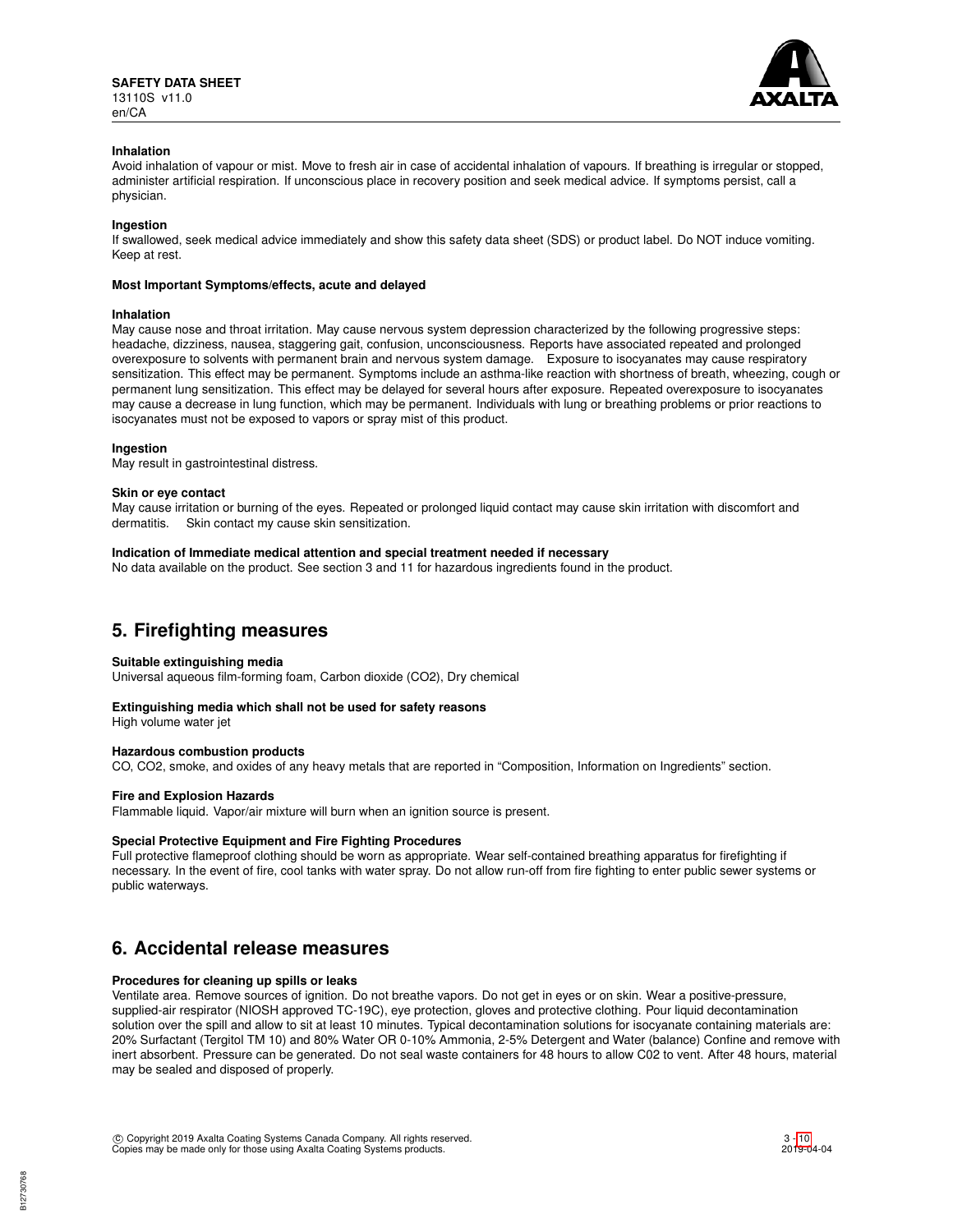#### Inhalation

Avoid inhalation of vapour or mist. Move to fresh air in case of accidental inhalation of vapours. If breathing is irregular or stopped, administer artificial respiration. If unconscious place in recovery position and seek medical advice. If symptoms persist, call a physician.

#### Ingestion

If swallowed, seek medical advice immediately and show this safety data sheet (SDS) or product label. Do NOT induce vomiting. Keep at rest.

#### Most Important Symptoms/effects, acute and delayed

#### Inhalation

May cause nose and throat irritation. May cause nervous system depression characterized by the following progressive steps: headache, dizziness, nausea, staggering gait, confusion, unconsciousness. Reports have associated repeated and prolonged overexposure to solvents with permanent brain and nervous system damage. Exposure to isocyanates may cause respiratory sensitization. This effect may be permanent. Symptoms include an asthma-like reaction with shortness of breath, wheezing, cough or permanent lung sensitization. This effect may be delayed for several hours after exposure. Repeated overexposure to isocyanates may cause a decrease in lung function, which may be permanent. Individuals with lung or breathing problems or prior reactions to isocyanates must not be exposed to vapors or spray mist of this product.

#### Ingestion

May result in gastrointestinal distress.

#### Skin or eye contact

May cause irritation or burning of the eyes. Repeated or prolonged liquid contact may cause skin irritation with discomfort and dermatitis. Skin contact my cause skin sensitization.

#### Indication of Immediate medical attention and special treatment needed if necessary

No data available on the product. See section 3 and 11 for hazardous ingredients found in the product.

## 5. Firefighting measures

#### Suitable extinguishing media

Universal aqueous film-forming foam, Carbon dioxide ($CO_2$), Dry chemical

#### Extinguishing media which shall not be used for safety reasons

High volume water jet

#### Hazardous combustion products

CO, $CO_2$, smoke, and oxides of any heavy metals that are reported in "Composition, Information on Ingredients" section.

#### Fire and Explosion Hazards

Flammable liquid. Vapor/air mixture will burn when an ignition source is present.

#### Special Protective Equipment and Fire Fighting Procedures

Full protective flameproof clothing should be worn as appropriate. Wear self-contained breathing apparatus for firefighting if necessary. In the event of fire, cool tanks with water spray. Do not allow run-off from fire fighting to enter public sewer systems or public waterways.

## 6. Accidental release measures

#### Procedures for cleaning up spills or leaks

Ventilate area. Remove sources of ignition. Do not breathe vapors. Do not get in eyes or on skin. Wear a positive-pressure, supplied-air respirator (NIOSH approved TC-19C), eye protection, gloves and protective clothing. Pour liquid decontamination solution over the spill and allow to sit at least 10 minutes. Typical decontamination solutions for isocyanate containing materials are: 20% Surfactant (Tergitol TM 10) and 80% Water OR 0-10% Ammonia, 2-5% Detergent and Water (balance) Confine and remove with inert absorbent. Pressure can be generated. Do not seal waste containers for 48 hours to allow C02 to vent. After 48 hours, material may be sealed and disposed of properly.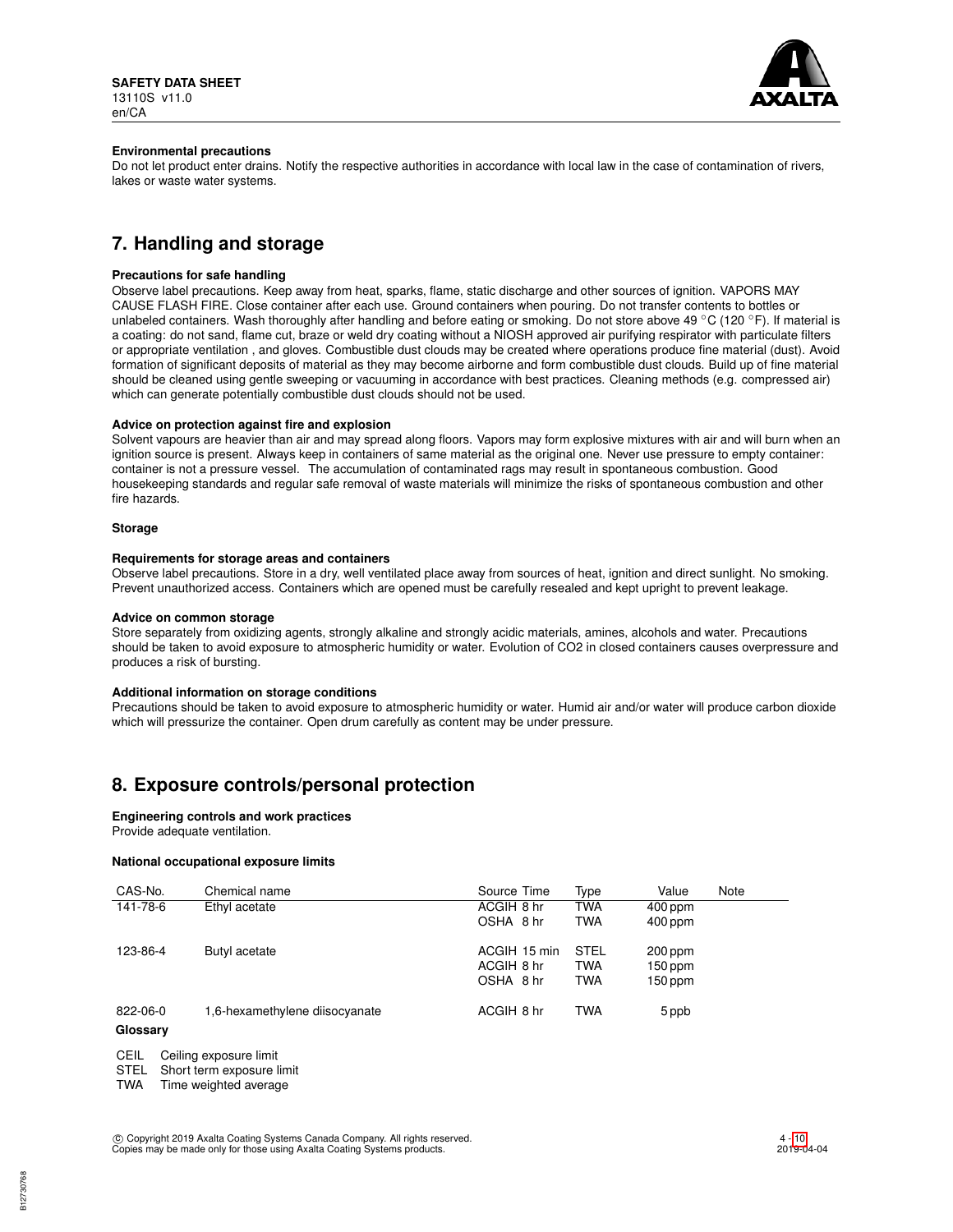**Environmental precautions**

Do not let product enter drains. Notify the respective authorities in accordance with local law in the case of contamination of rivers, lakes or waste water systems.

## 7. Handling and storage

**Precautions for safe handling**

Observe label precautions. Keep away from heat, sparks, flame, static discharge and other sources of ignition. VAPORS MAY CAUSE FLASH FIRE. Close container after each use. Ground containers when pouring. Do not transfer contents to bottles or unlabeled containers. Wash thoroughly after handling and before eating or smoking. Do not store above 49 °C (120 °F). If material is a coating: do not sand, flame cut, braze or weld dry coating without a NIOSH approved air purifying respirator with particulate filters or appropriate ventilation , and gloves. Combustible dust clouds may be created where operations produce fine material (dust). Avoid formation of significant deposits of material as they may become airborne and form combustible dust clouds. Build up of fine material should be cleaned using gentle sweeping or vacuuming in accordance with best practices. Cleaning methods (e.g. compressed air) which can generate potentially combustible dust clouds should not be used.

**Advice on protection against fire and explosion**

Solvent vapours are heavier than air and may spread along floors. Vapors may form explosive mixtures with air and will burn when an ignition source is present. Always keep in containers of same material as the original one. Never use pressure to empty container: container is not a pressure vessel. The accumulation of contaminated rags may result in spontaneous combustion. Good housekeeping standards and regular safe removal of waste materials will minimize the risks of spontaneous combustion and other fire hazards.

**Storage**

**Requirements for storage areas and containers**

Observe label precautions. Store in a dry, well ventilated place away from sources of heat, ignition and direct sunlight. No smoking. Prevent unauthorized access. Containers which are opened must be carefully resealed and kept upright to prevent leakage.

**Advice on common storage**

Store separately from oxidizing agents, strongly alkaline and strongly acidic materials, amines, alcohols and water. Precautions should be taken to avoid exposure to atmospheric humidity or water. Evolution of $CO_2$ in closed containers causes overpressure and produces a risk of bursting.

**Additional information on storage conditions**

Precautions should be taken to avoid exposure to atmospheric humidity or water. Humid air and/or water will produce carbon dioxide which will pressurize the container. Open drum carefully as content may be under pressure.

## 8. Exposure controls/personal protection

**Engineering controls and work practices**

Provide adequate ventilation.

**National occupational exposure limits**

| CAS-No. | Chemical name | Source | Time | Type | Value | Note |
|---|---|---|---|---|---|---|
| 141-78-6 | Ethyl acetate | ACGIH | 8 hr | TWA | 400 ppm | |
| | | OSHA | 8 hr | TWA | 400 ppm | |
| 123-86-4 | Butyl acetate | ACGIH | 15 min | STEL | 200 ppm | |
| | | ACGIH | 8 hr | TWA | 150 ppm | |
| | | OSHA | 8 hr | TWA | 150 ppm | |
| 822-06-0 | 1,6-hexamethylene diisocyanate | ACGIH | 8 hr | TWA | 5 ppb | |

**Glossary**

CEIL Ceiling exposure limit
STEL Short term exposure limit
TWA Time weighted average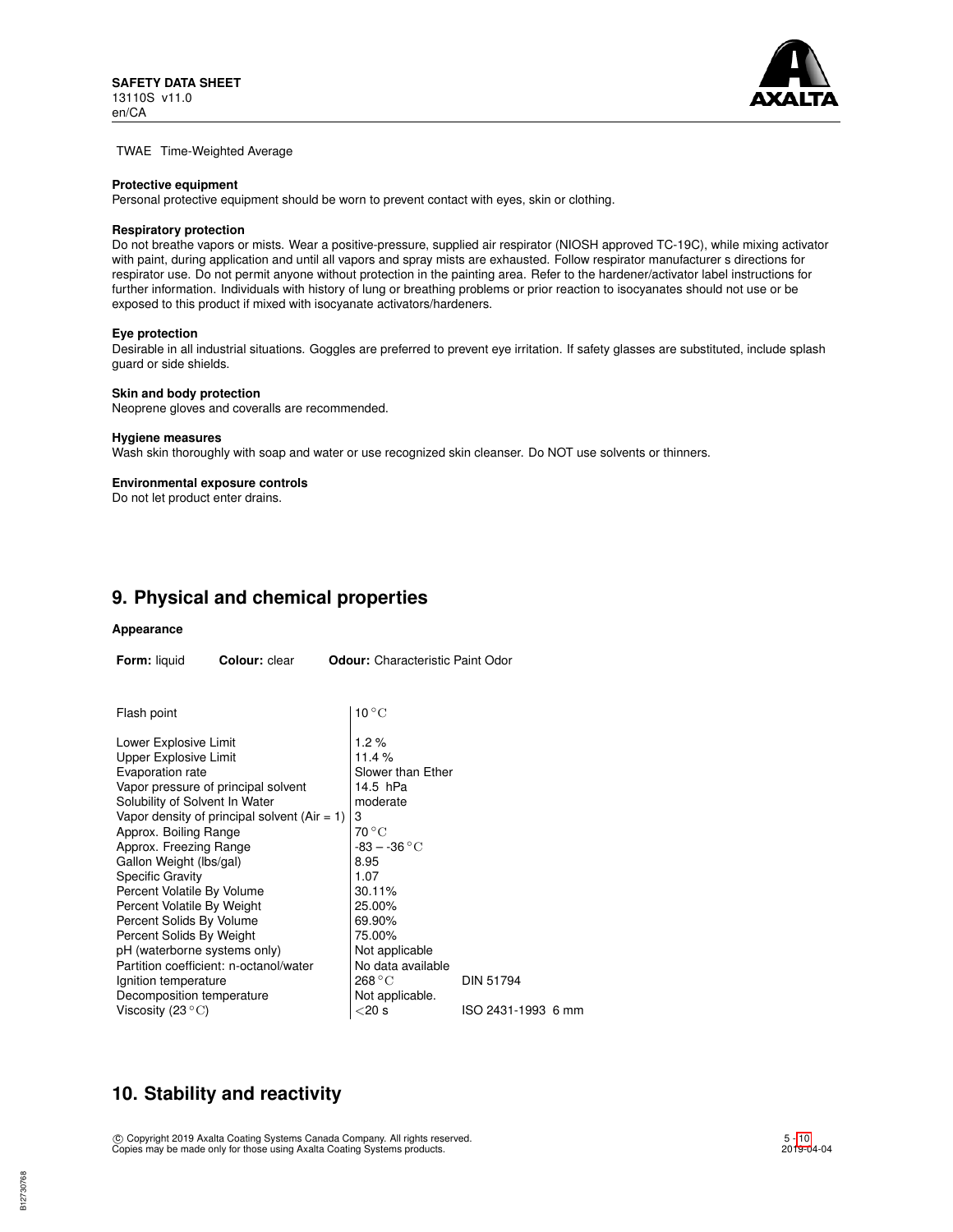TWAE Time-Weighted Average

**Protective equipment**
Personal protective equipment should be worn to prevent contact with eyes, skin or clothing.

**Respiratory protection**
Do not breathe vapors or mists. Wear a positive-pressure, supplied air respirator (NIOSH approved TC-19C), while mixing activator with paint, during application and until all vapors and spray mists are exhausted. Follow respirator manufacturer s directions for respirator use. Do not permit anyone without protection in the painting area. Refer to the hardener/activator label instructions for further information. Individuals with history of lung or breathing problems or prior reaction to isocyanates should not use or be exposed to this product if mixed with isocyanate activators/hardeners.

**Eye protection**
Desirable in all industrial situations. Goggles are preferred to prevent eye irritation. If safety glasses are substituted, include splash guard or side shields.

**Skin and body protection**
Neoprene gloves and coveralls are recommended.

**Hygiene measures**
Wash skin thoroughly with soap and water or use recognized skin cleanser. Do NOT use solvents or thinners.

**Environmental exposure controls**
Do not let product enter drains.

## 9. Physical and chemical properties

**Appearance**

**Form:** liquid **Colour:** clear **Odour:** Characteristic Paint Odor

| Property | Value | Method |
|---|---|---|
| Flash point | 10 °C | |
| Lower Explosive Limit | 1.2 % | |
| Upper Explosive Limit | 11.4 % | |
| Evaporation rate | Slower than Ether | |
| Vapor pressure of principal solvent | 14.5 hPa | |
| Solubility of Solvent In Water | moderate | |
| Vapor density of principal solvent (Air = 1) | 3 | |
| Approx. Boiling Range | 70 °C | |
| Approx. Freezing Range | -83 – -36 °C | |
| Gallon Weight (lbs/gal) | 8.95 | |
| Specific Gravity | 1.07 | |
| Percent Volatile By Volume | 30.11% | |
| Percent Volatile By Weight | 25.00% | |
| Percent Solids By Volume | 69.90% | |
| Percent Solids By Weight | 75.00% | |
| pH (waterborne systems only) | Not applicable | |
| Partition coefficient: n-octanol/water | No data available | |
| Ignition temperature | 268 °C | DIN 51794 |
| Decomposition temperature | Not applicable. | |
| Viscosity (23 °C) | <20 s | ISO 2431-1993 6 mm |

## 10. Stability and reactivity

© Copyright 2019 Axalta Coating Systems Canada Company. All rights reserved.
Copies may be made only for those using Axalta Coating Systems products.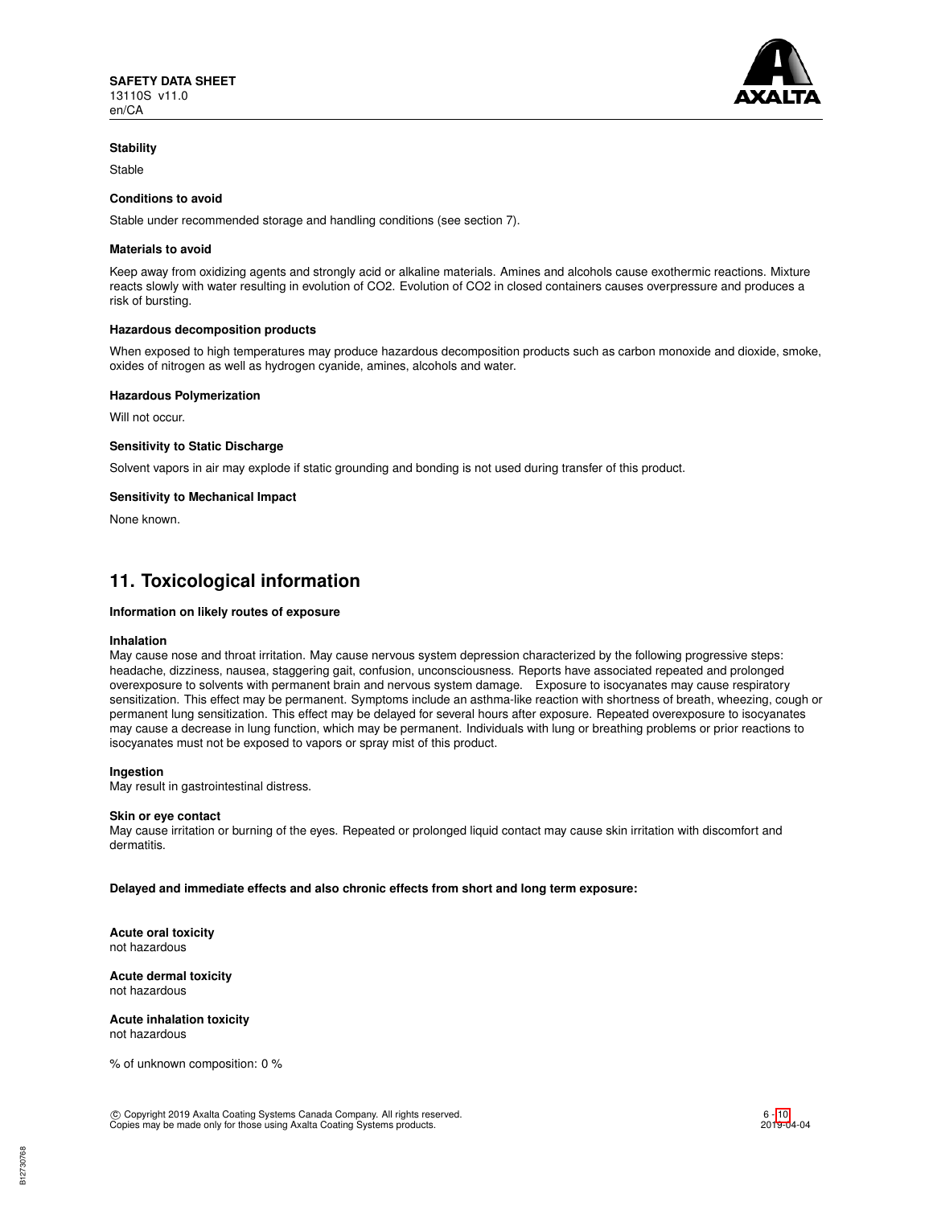**Stability**

Stable

**Conditions to avoid**

Stable under recommended storage and handling conditions (see section 7).

**Materials to avoid**

Keep away from oxidizing agents and strongly acid or alkaline materials. Amines and alcohols cause exothermic reactions. Mixture reacts slowly with water resulting in evolution of $CO_2$. Evolution of $CO_2$ in closed containers causes overpressure and produces a risk of bursting.

**Hazardous decomposition products**

When exposed to high temperatures may produce hazardous decomposition products such as carbon monoxide and dioxide, smoke, oxides of nitrogen as well as hydrogen cyanide, amines, alcohols and water.

**Hazardous Polymerization**

Will not occur.

**Sensitivity to Static Discharge**

Solvent vapors in air may explode if static grounding and bonding is not used during transfer of this product.

**Sensitivity to Mechanical Impact**

None known.

## 11. Toxicological information

**Information on likely routes of exposure**

**Inhalation**
May cause nose and throat irritation. May cause nervous system depression characterized by the following progressive steps: headache, dizziness, nausea, staggering gait, confusion, unconsciousness. Reports have associated repeated and prolonged overexposure to solvents with permanent brain and nervous system damage. Exposure to isocyanates may cause respiratory sensitization. This effect may be permanent. Symptoms include an asthma-like reaction with shortness of breath, wheezing, cough or permanent lung sensitization. This effect may be delayed for several hours after exposure. Repeated overexposure to isocyanates may cause a decrease in lung function, which may be permanent. Individuals with lung or breathing problems or prior reactions to isocyanates must not be exposed to vapors or spray mist of this product.

**Ingestion**
May result in gastrointestinal distress.

**Skin or eye contact**
May cause irritation or burning of the eyes. Repeated or prolonged liquid contact may cause skin irritation with discomfort and dermatitis.

**Delayed and immediate effects and also chronic effects from short and long term exposure:**

**Acute oral toxicity**
not hazardous

**Acute dermal toxicity**
not hazardous

**Acute inhalation toxicity**
not hazardous

% of unknown composition: 0 %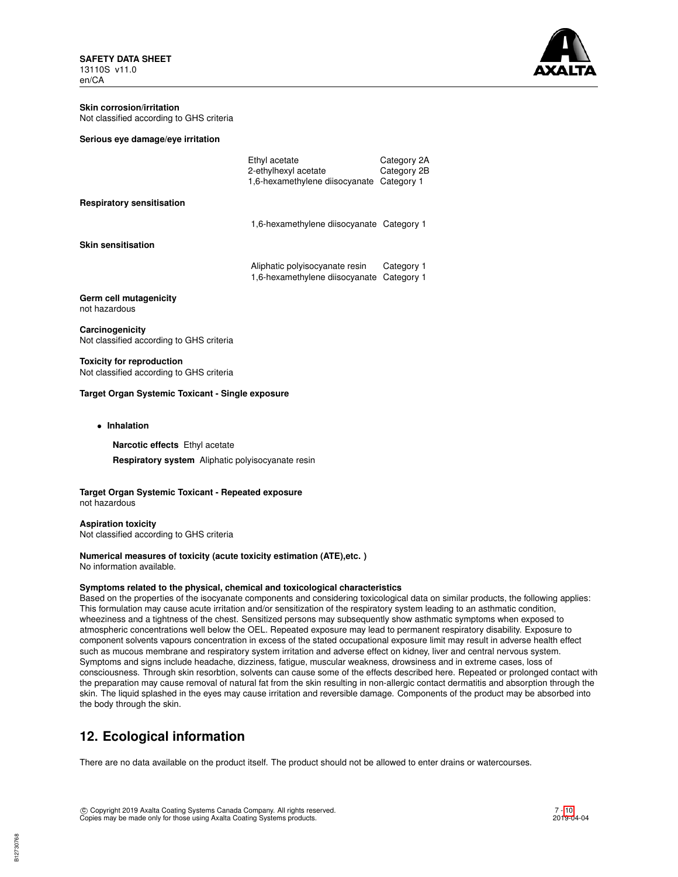**Skin corrosion/irritation**
Not classified according to GHS criteria

**Serious eye damage/eye irritation**

| | |
|---|---|
| Ethyl acetate | Category 2A |
| 2-ethylhexyl acetate | Category 2B |
| 1,6-hexamethylene diisocyanate | Category 1 |

**Respiratory sensitisation**

| | |
|---|---|
| 1,6-hexamethylene diisocyanate | Category 1 |

**Skin sensitisation**

| | |
|---|---|
| Aliphatic polyisocyanate resin | Category 1 |
| 1,6-hexamethylene diisocyanate | Category 1 |

**Germ cell mutagenicity**
not hazardous

**Carcinogenicity**
Not classified according to GHS criteria

**Toxicity for reproduction**
Not classified according to GHS criteria

**Target Organ Systemic Toxicant - Single exposure**

- **Inhalation**

  **Narcotic effects** Ethyl acetate

  **Respiratory system** Aliphatic polyisocyanate resin

**Target Organ Systemic Toxicant - Repeated exposure**
not hazardous

**Aspiration toxicity**
Not classified according to GHS criteria

**Numerical measures of toxicity (acute toxicity estimation (ATE),etc. )**
No information available.

**Symptoms related to the physical, chemical and toxicological characteristics**
Based on the properties of the isocyanate components and considering toxicological data on similar products, the following applies: This formulation may cause acute irritation and/or sensitization of the respiratory system leading to an asthmatic condition, wheeziness and a tightness of the chest. Sensitized persons may subsequently show asthmatic symptoms when exposed to atmospheric concentrations well below the OEL. Repeated exposure may lead to permanent respiratory disability. Exposure to component solvents vapours concentration in excess of the stated occupational exposure limit may result in adverse health effect such as mucous membrane and respiratory system irritation and adverse effect on kidney, liver and central nervous system. Symptoms and signs include headache, dizziness, fatigue, muscular weakness, drowsiness and in extreme cases, loss of consciousness. Through skin resorbtion, solvents can cause some of the effects described here. Repeated or prolonged contact with the preparation may cause removal of natural fat from the skin resulting in non-allergic contact dermatitis and absorption through the skin. The liquid splashed in the eyes may cause irritation and reversible damage. Components of the product may be absorbed into the body through the skin.

## 12. Ecological information

There are no data available on the product itself. The product should not be allowed to enter drains or watercourses.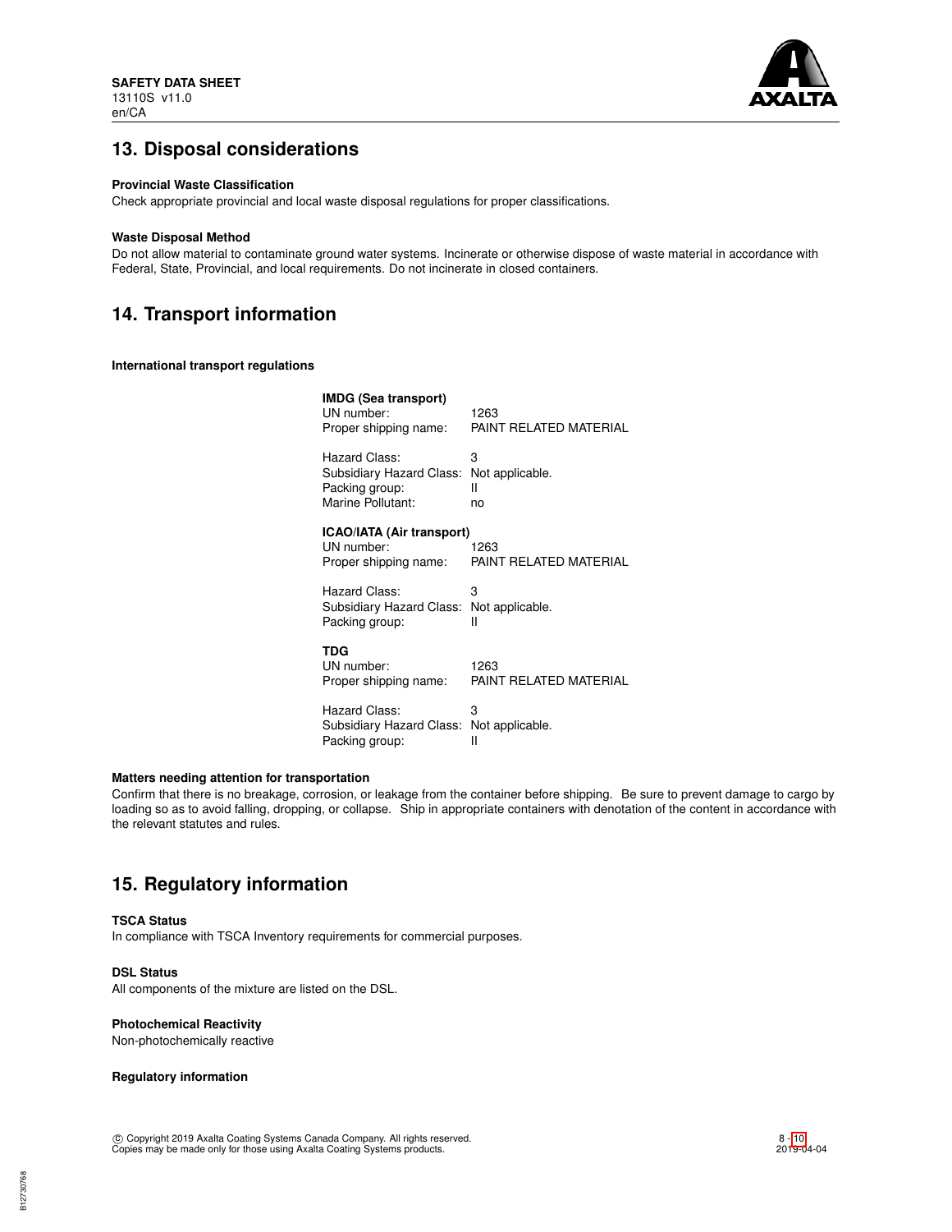## 13. Disposal considerations

**Provincial Waste Classification**

Check appropriate provincial and local waste disposal regulations for proper classifications.

**Waste Disposal Method**

Do not allow material to contaminate ground water systems. Incinerate or otherwise dispose of waste material in accordance with Federal, State, Provincial, and local requirements. Do not incinerate in closed containers.

## 14. Transport information

**International transport regulations**

**IMDG (Sea transport)**

| | |
|---|---|
| UN number: | 1263 |
| Proper shipping name: | PAINT RELATED MATERIAL |
| Hazard Class: | 3 |
| Subsidiary Hazard Class: | Not applicable. |
| Packing group: | II |
| Marine Pollutant: | no |

**ICAO/IATA (Air transport)**

| | |
|---|---|
| UN number: | 1263 |
| Proper shipping name: | PAINT RELATED MATERIAL |
| Hazard Class: | 3 |
| Subsidiary Hazard Class: | Not applicable. |
| Packing group: | II |

**TDG**

| | |
|---|---|
| UN number: | 1263 |
| Proper shipping name: | PAINT RELATED MATERIAL |
| Hazard Class: | 3 |
| Subsidiary Hazard Class: | Not applicable. |
| Packing group: | II |

**Matters needing attention for transportation**

Confirm that there is no breakage, corrosion, or leakage from the container before shipping. Be sure to prevent damage to cargo by loading so as to avoid falling, dropping, or collapse. Ship in appropriate containers with denotation of the content in accordance with the relevant statutes and rules.

## 15. Regulatory information

**TSCA Status**

In compliance with TSCA Inventory requirements for commercial purposes.

**DSL Status**

All components of the mixture are listed on the DSL.

**Photochemical Reactivity**

Non-photochemically reactive

**Regulatory information**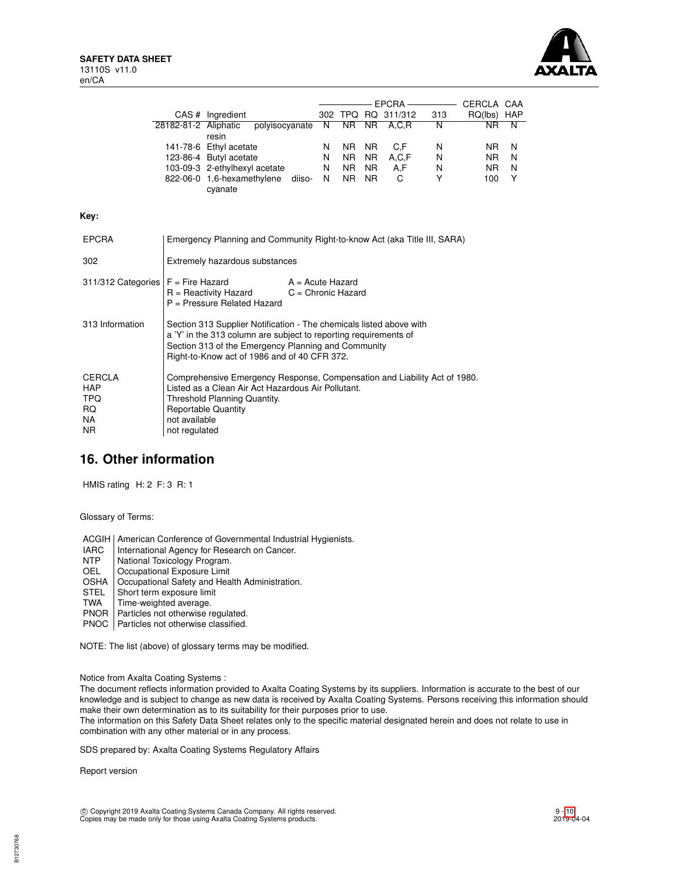| CAS # | Ingredient | EPCRA 302 | EPCRA TPQ | EPCRA RQ | EPCRA 311/312 | EPCRA 313 | CERCLA RQ(lbs) | CAA HAP |
|---|---|---|---|---|---|---|---|---|
| 28182-81-2 | Aliphatic polyisocyanate resin | N | NR | NR | A,C,R | N | NR | N |
| 141-78-6 | Ethyl acetate | N | NR | NR | C,F | N | NR | N |
| 123-86-4 | Butyl acetate | N | NR | NR | A,C,F | N | NR | N |
| 103-09-3 | 2-ethylhexyl acetate | N | NR | NR | A,F | N | NR | N |
| 822-06-0 | 1,6-hexamethylene diisocyanate | N | NR | NR | C | Y | 100 | Y |

**Key:**

| | |
|---|---|
| EPCRA | Emergency Planning and Community Right-to-know Act (aka Title III, SARA) |
| 302 | Extremely hazardous substances |
| 311/312 Categories | F = Fire Hazard; A = Acute Hazard; R = Reactivity Hazard; C = Chronic Hazard; P = Pressure Related Hazard |
| 313 Information | Section 313 Supplier Notification - The chemicals listed above with a 'Y' in the 313 column are subject to reporting requirements of Section 313 of the Emergency Planning and Community Right-to-Know act of 1986 and of 40 CFR 372. |
| CERCLA | Comprehensive Emergency Response, Compensation and Liability Act of 1980. |
| HAP | Listed as a Clean Air Act Hazardous Air Pollutant. |
| TPQ | Threshold Planning Quantity. |
| RQ | Reportable Quantity |
| NA | not available |
| NR | not regulated |

## 16. Other information

HMIS rating H: 2 F: 3 R: 1

Glossary of Terms:

| | |
|---|---|
| ACGIH | American Conference of Governmental Industrial Hygienists. |
| IARC | International Agency for Research on Cancer. |
| NTP | National Toxicology Program. |
| OEL | Occupational Exposure Limit |
| OSHA | Occupational Safety and Health Administration. |
| STEL | Short term exposure limit |
| TWA | Time-weighted average. |
| PNOR | Particles not otherwise regulated. |
| PNOC | Particles not otherwise classified. |

NOTE: The list (above) of glossary terms may be modified.

Notice from Axalta Coating Systems :
The document reflects information provided to Axalta Coating Systems by its suppliers. Information is accurate to the best of our knowledge and is subject to change as new data is received by Axalta Coating Systems. Persons receiving this information should make their own determination as to its suitability for their purposes prior to use.
The information on this Safety Data Sheet relates only to the specific material designated herein and does not relate to use in combination with any other material or in any process.

SDS prepared by: Axalta Coating Systems Regulatory Affairs

Report version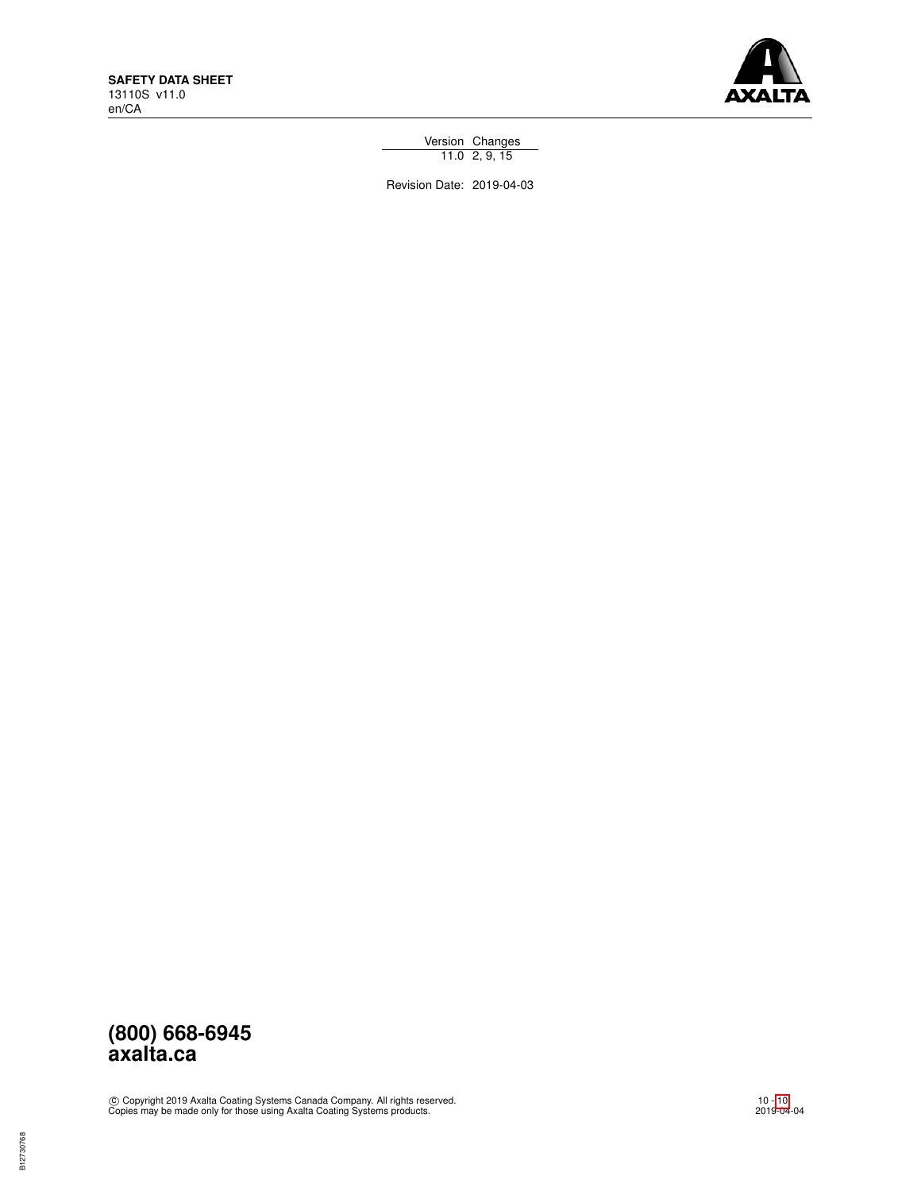| Version | Changes |
| --- | --- |
| 11.0 | 2, 9, 15 |

Revision Date: 2019-04-03

**(800) 668-6945**
**axalta.ca**

© Copyright 2019 Axalta Coating Systems Canada Company. All rights reserved.
Copies may be made only for those using Axalta Coating Systems products.